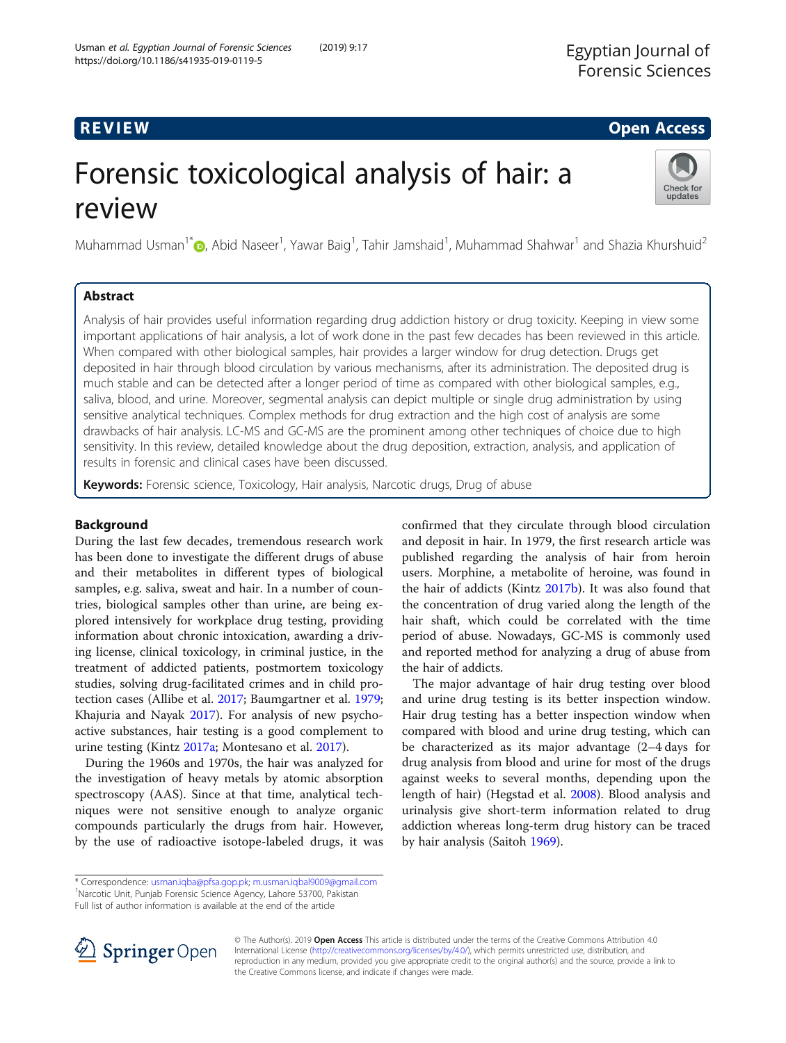REVIEW

Open Access

# Forensic toxicological analysis of hair: a review

Muhammad Usman[1*], Abid Naseer[1], Yawar Baig[1], Tahir Jamshaid[1], Muhammad Shahwar[1] and Shazia Khurshuid[2]

## Abstract

Analysis of hair provides useful information regarding drug addiction history or drug toxicity. Keeping in view some important applications of hair analysis, a lot of work done in the past few decades has been reviewed in this article. When compared with other biological samples, hair provides a larger window for drug detection. Drugs get deposited in hair through blood circulation by various mechanisms, after its administration. The deposited drug is much stable and can be detected after a longer period of time as compared with other biological samples, e.g., saliva, blood, and urine. Moreover, segmental analysis can depict multiple or single drug administration by using sensitive analytical techniques. Complex methods for drug extraction and the high cost of analysis are some drawbacks of hair analysis. LC-MS and GC-MS are the prominent among other techniques of choice due to high sensitivity. In this review, detailed knowledge about the drug deposition, extraction, analysis, and application of results in forensic and clinical cases have been discussed.

**Keywords:** Forensic science, Toxicology, Hair analysis, Narcotic drugs, Drug of abuse

## Background

During the last few decades, tremendous research work has been done to investigate the different drugs of abuse and their metabolites in different types of biological samples, e.g. saliva, sweat and hair. In a number of countries, biological samples other than urine, are being explored intensively for workplace drug testing, providing information about chronic intoxication, awarding a driving license, clinical toxicology, in criminal justice, in the treatment of addicted patients, postmortem toxicology studies, solving drug-facilitated crimes and in child protection cases (Allibe et al. 2017; Baumgartner et al. 1979; Khajuria and Nayak 2017). For analysis of new psychoactive substances, hair testing is a good complement to urine testing (Kintz 2017a; Montesano et al. 2017).

During the 1960s and 1970s, the hair was analyzed for the investigation of heavy metals by atomic absorption spectroscopy (AAS). Since at that time, analytical techniques were not sensitive enough to analyze organic compounds particularly the drugs from hair. However, by the use of radioactive isotope-labeled drugs, it was confirmed that they circulate through blood circulation and deposit in hair. In 1979, the first research article was published regarding the analysis of hair from heroin users. Morphine, a metabolite of heroine, was found in the hair of addicts (Kintz 2017b). It was also found that the concentration of drug varied along the length of the hair shaft, which could be correlated with the time period of abuse. Nowadays, GC-MS is commonly used and reported method for analyzing a drug of abuse from the hair of addicts.

The major advantage of hair drug testing over blood and urine drug testing is its better inspection window. Hair drug testing has a better inspection window when compared with blood and urine drug testing, which can be characterized as its major advantage (2–4 days for drug analysis from blood and urine for most of the drugs against weeks to several months, depending upon the length of hair) (Hegstad et al. 2008). Blood analysis and urinalysis give short-term information related to drug addiction whereas long-term drug history can be traced by hair analysis (Saitoh 1969).

\* Correspondence: usman.iqba@pfsa.gop.pk; m.usman.iqbal9009@gmail.com
[1]Narcotic Unit, Punjab Forensic Science Agency, Lahore 53700, Pakistan
Full list of author information is available at the end of the article

© The Author(s). 2019 **Open Access** This article is distributed under the terms of the Creative Commons Attribution 4.0 International License (http://creativecommons.org/licenses/by/4.0/), which permits unrestricted use, distribution, and reproduction in any medium, provided you give appropriate credit to the original author(s) and the source, provide a link to the Creative Commons license, and indicate if changes were made.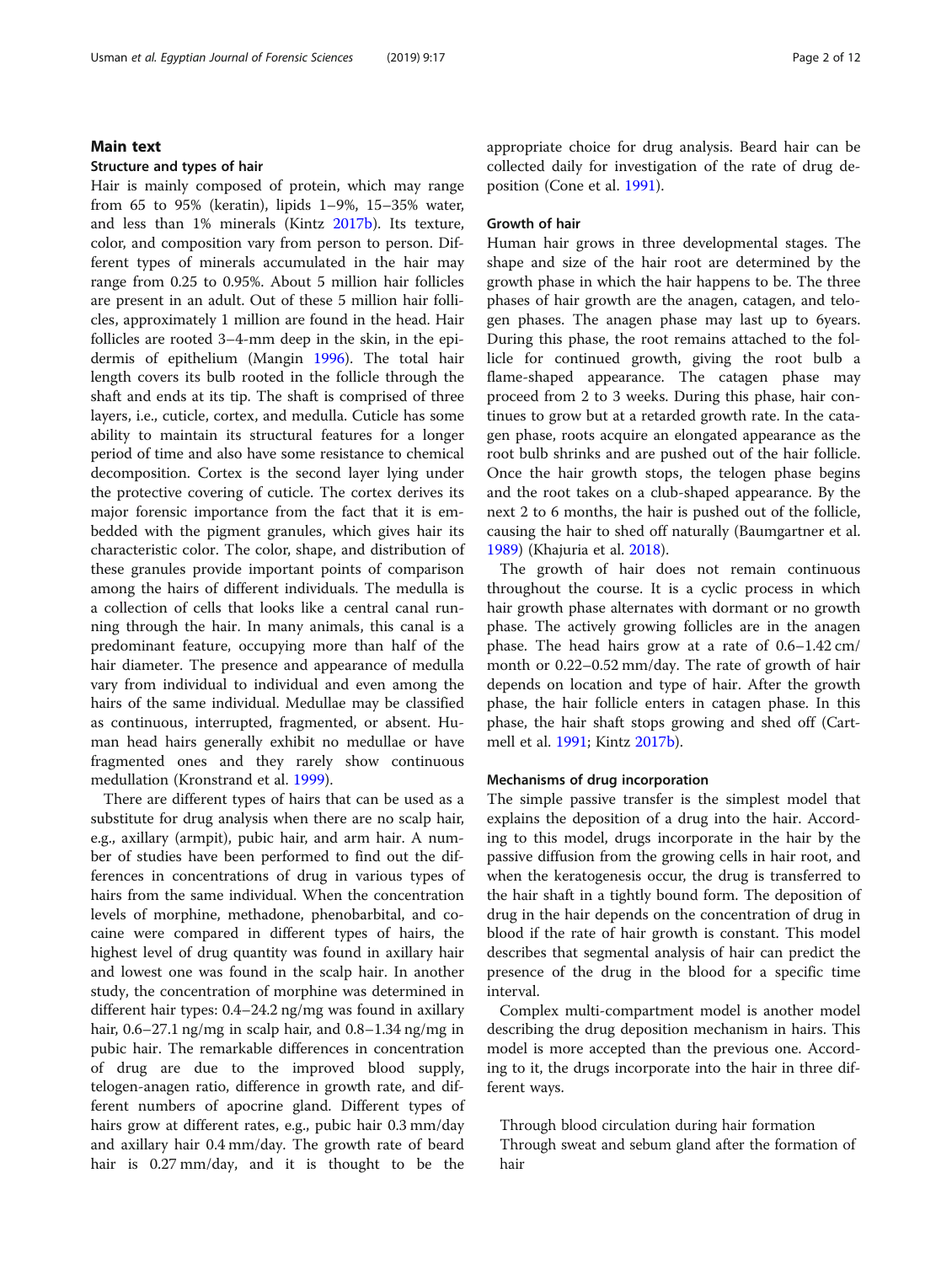## Main text

### Structure and types of hair

Hair is mainly composed of protein, which may range from 65 to 95% (keratin), lipids 1–9%, 15–35% water, and less than 1% minerals (Kintz 2017b). Its texture, color, and composition vary from person to person. Different types of minerals accumulated in the hair may range from 0.25 to 0.95%. About 5 million hair follicles are present in an adult. Out of these 5 million hair follicles, approximately 1 million are found in the head. Hair follicles are rooted 3–4-mm deep in the skin, in the epidermis of epithelium (Mangin 1996). The total hair length covers its bulb rooted in the follicle through the shaft and ends at its tip. The shaft is comprised of three layers, i.e., cuticle, cortex, and medulla. Cuticle has some ability to maintain its structural features for a longer period of time and also have some resistance to chemical decomposition. Cortex is the second layer lying under the protective covering of cuticle. The cortex derives its major forensic importance from the fact that it is embedded with the pigment granules, which gives hair its characteristic color. The color, shape, and distribution of these granules provide important points of comparison among the hairs of different individuals. The medulla is a collection of cells that looks like a central canal running through the hair. In many animals, this canal is a predominant feature, occupying more than half of the hair diameter. The presence and appearance of medulla vary from individual to individual and even among the hairs of the same individual. Medullae may be classified as continuous, interrupted, fragmented, or absent. Human head hairs generally exhibit no medullae or have fragmented ones and they rarely show continuous medullation (Kronstrand et al. 1999).

There are different types of hairs that can be used as a substitute for drug analysis when there are no scalp hair, e.g., axillary (armpit), pubic hair, and arm hair. A number of studies have been performed to find out the differences in concentrations of drug in various types of hairs from the same individual. When the concentration levels of morphine, methadone, phenobarbital, and cocaine were compared in different types of hairs, the highest level of drug quantity was found in axillary hair and lowest one was found in the scalp hair. In another study, the concentration of morphine was determined in different hair types: 0.4–24.2 ng/mg was found in axillary hair, 0.6–27.1 ng/mg in scalp hair, and 0.8–1.34 ng/mg in pubic hair. The remarkable differences in concentration of drug are due to the improved blood supply, telogen-anagen ratio, difference in growth rate, and different numbers of apocrine gland. Different types of hairs grow at different rates, e.g., pubic hair 0.3 mm/day and axillary hair 0.4 mm/day. The growth rate of beard hair is 0.27 mm/day, and it is thought to be the appropriate choice for drug analysis. Beard hair can be collected daily for investigation of the rate of drug deposition (Cone et al. 1991).

### Growth of hair

Human hair grows in three developmental stages. The shape and size of the hair root are determined by the growth phase in which the hair happens to be. The three phases of hair growth are the anagen, catagen, and telogen phases. The anagen phase may last up to 6years. During this phase, the root remains attached to the follicle for continued growth, giving the root bulb a flame-shaped appearance. The catagen phase may proceed from 2 to 3 weeks. During this phase, hair continues to grow but at a retarded growth rate. In the catagen phase, roots acquire an elongated appearance as the root bulb shrinks and are pushed out of the hair follicle. Once the hair growth stops, the telogen phase begins and the root takes on a club-shaped appearance. By the next 2 to 6 months, the hair is pushed out of the follicle, causing the hair to shed off naturally (Baumgartner et al. 1989) (Khajuria et al. 2018).

The growth of hair does not remain continuous throughout the course. It is a cyclic process in which hair growth phase alternates with dormant or no growth phase. The actively growing follicles are in the anagen phase. The head hairs grow at a rate of 0.6–1.42 cm/month or 0.22–0.52 mm/day. The rate of growth of hair depends on location and type of hair. After the growth phase, the hair follicle enters in catagen phase. In this phase, the hair shaft stops growing and shed off (Cartmell et al. 1991; Kintz 2017b).

### Mechanisms of drug incorporation

The simple passive transfer is the simplest model that explains the deposition of a drug into the hair. According to this model, drugs incorporate in the hair by the passive diffusion from the growing cells in hair root, and when the keratogenesis occur, the drug is transferred to the hair shaft in a tightly bound form. The deposition of drug in the hair depends on the concentration of drug in blood if the rate of hair growth is constant. This model describes that segmental analysis of hair can predict the presence of the drug in the blood for a specific time interval.

Complex multi-compartment model is another model describing the drug deposition mechanism in hairs. This model is more accepted than the previous one. According to it, the drugs incorporate into the hair in three different ways.

- Through blood circulation during hair formation
- Through sweat and sebum gland after the formation of hair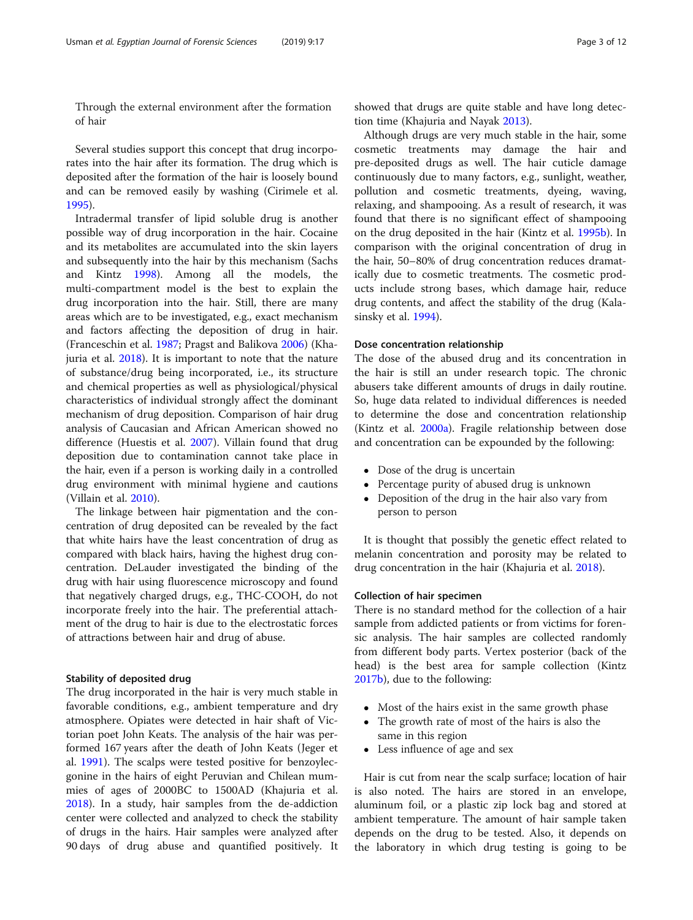Through the external environment after the formation of hair

Several studies support this concept that drug incorporates into the hair after its formation. The drug which is deposited after the formation of the hair is loosely bound and can be removed easily by washing (Cirimele et al. 1995).

Intradermal transfer of lipid soluble drug is another possible way of drug incorporation in the hair. Cocaine and its metabolites are accumulated into the skin layers and subsequently into the hair by this mechanism (Sachs and Kintz 1998). Among all the models, the multi-compartment model is the best to explain the drug incorporation into the hair. Still, there are many areas which are to be investigated, e.g., exact mechanism and factors affecting the deposition of drug in hair. (Franceschin et al. 1987; Pragst and Balikova 2006) (Khajuria et al. 2018). It is important to note that the nature of substance/drug being incorporated, i.e., its structure and chemical properties as well as physiological/physical characteristics of individual strongly affect the dominant mechanism of drug deposition. Comparison of hair drug analysis of Caucasian and African American showed no difference (Huestis et al. 2007). Villain found that drug deposition due to contamination cannot take place in the hair, even if a person is working daily in a controlled drug environment with minimal hygiene and cautions (Villain et al. 2010).

The linkage between hair pigmentation and the concentration of drug deposited can be revealed by the fact that white hairs have the least concentration of drug as compared with black hairs, having the highest drug concentration. DeLauder investigated the binding of the drug with hair using fluorescence microscopy and found that negatively charged drugs, e.g., THC-COOH, do not incorporate freely into the hair. The preferential attachment of the drug to hair is due to the electrostatic forces of attractions between hair and drug of abuse.

### Stability of deposited drug

The drug incorporated in the hair is very much stable in favorable conditions, e.g., ambient temperature and dry atmosphere. Opiates were detected in hair shaft of Victorian poet John Keats. The analysis of the hair was performed 167 years after the death of John Keats (Jeger et al. 1991). The scalps were tested positive for benzoylecgonine in the hairs of eight Peruvian and Chilean mummies of ages of 2000BC to 1500AD (Khajuria et al. 2018). In a study, hair samples from the de-addiction center were collected and analyzed to check the stability of drugs in the hairs. Hair samples were analyzed after 90 days of drug abuse and quantified positively. It showed that drugs are quite stable and have long detection time (Khajuria and Nayak 2013).

Although drugs are very much stable in the hair, some cosmetic treatments may damage the hair and pre-deposited drugs as well. The hair cuticle damage continuously due to many factors, e.g., sunlight, weather, pollution and cosmetic treatments, dyeing, waving, relaxing, and shampooing. As a result of research, it was found that there is no significant effect of shampooing on the drug deposited in the hair (Kintz et al. 1995b). In comparison with the original concentration of drug in the hair, 50–80% of drug concentration reduces dramatically due to cosmetic treatments. The cosmetic products include strong bases, which damage hair, reduce drug contents, and affect the stability of the drug (Kalasinsky et al. 1994).

### Dose concentration relationship

The dose of the abused drug and its concentration in the hair is still an under research topic. The chronic abusers take different amounts of drugs in daily routine. So, huge data related to individual differences is needed to determine the dose and concentration relationship (Kintz et al. 2000a). Fragile relationship between dose and concentration can be expounded by the following:

- Dose of the drug is uncertain
- Percentage purity of abused drug is unknown
- Deposition of the drug in the hair also vary from person to person

It is thought that possibly the genetic effect related to melanin concentration and porosity may be related to drug concentration in the hair (Khajuria et al. 2018).

### Collection of hair specimen

There is no standard method for the collection of a hair sample from addicted patients or from victims for forensic analysis. The hair samples are collected randomly from different body parts. Vertex posterior (back of the head) is the best area for sample collection (Kintz 2017b), due to the following:

- Most of the hairs exist in the same growth phase
- The growth rate of most of the hairs is also the same in this region
- Less influence of age and sex

Hair is cut from near the scalp surface; location of hair is also noted. The hairs are stored in an envelope, aluminum foil, or a plastic zip lock bag and stored at ambient temperature. The amount of hair sample taken depends on the drug to be tested. Also, it depends on the laboratory in which drug testing is going to be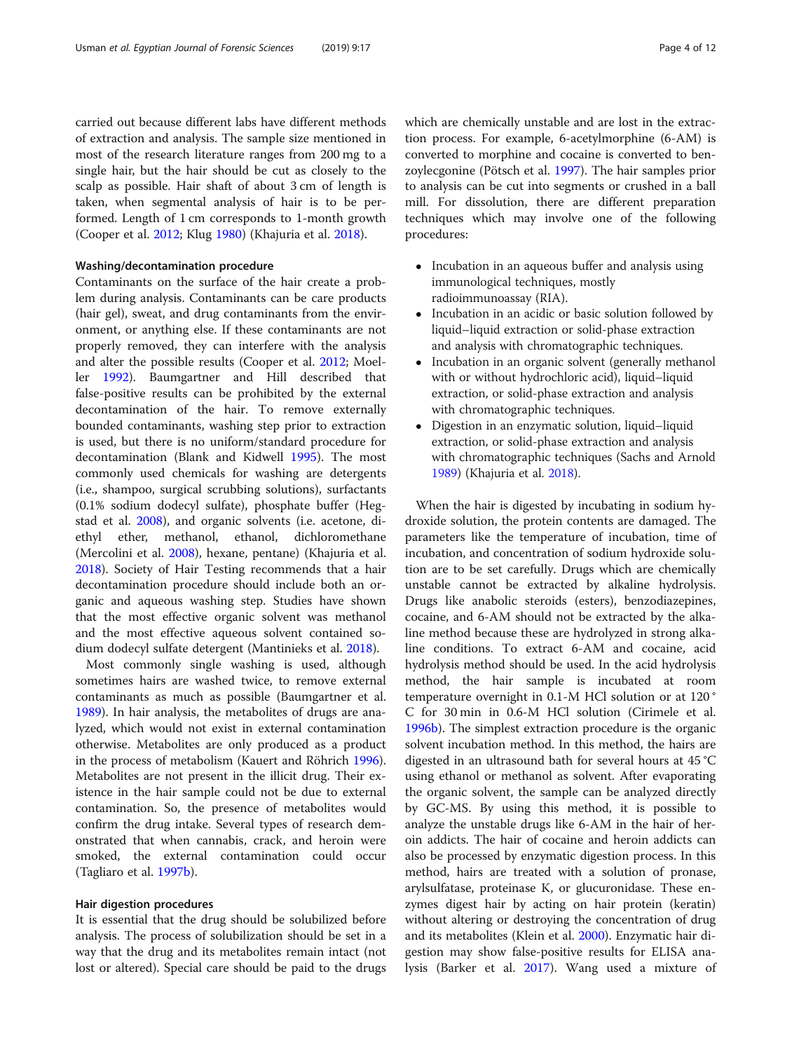carried out because different labs have different methods of extraction and analysis. The sample size mentioned in most of the research literature ranges from 200 mg to a single hair, but the hair should be cut as closely to the scalp as possible. Hair shaft of about 3 cm of length is taken, when segmental analysis of hair is to be performed. Length of 1 cm corresponds to 1-month growth (Cooper et al. 2012; Klug 1980) (Khajuria et al. 2018).

#### Washing/decontamination procedure

Contaminants on the surface of the hair create a problem during analysis. Contaminants can be care products (hair gel), sweat, and drug contaminants from the environment, or anything else. If these contaminants are not properly removed, they can interfere with the analysis and alter the possible results (Cooper et al. 2012; Moeller 1992). Baumgartner and Hill described that false-positive results can be prohibited by the external decontamination of the hair. To remove externally bounded contaminants, washing step prior to extraction is used, but there is no uniform/standard procedure for decontamination (Blank and Kidwell 1995). The most commonly used chemicals for washing are detergents (i.e., shampoo, surgical scrubbing solutions), surfactants (0.1% sodium dodecyl sulfate), phosphate buffer (Hegstad et al. 2008), and organic solvents (i.e. acetone, diethyl ether, methanol, ethanol, dichloromethane (Mercolini et al. 2008), hexane, pentane) (Khajuria et al. 2018). Society of Hair Testing recommends that a hair decontamination procedure should include both an organic and aqueous washing step. Studies have shown that the most effective organic solvent was methanol and the most effective aqueous solvent contained sodium dodecyl sulfate detergent (Mantinieks et al. 2018).

Most commonly single washing is used, although sometimes hairs are washed twice, to remove external contaminants as much as possible (Baumgartner et al. 1989). In hair analysis, the metabolites of drugs are analyzed, which would not exist in external contamination otherwise. Metabolites are only produced as a product in the process of metabolism (Kauert and Röhrich 1996). Metabolites are not present in the illicit drug. Their existence in the hair sample could not be due to external contamination. So, the presence of metabolites would confirm the drug intake. Several types of research demonstrated that when cannabis, crack, and heroin were smoked, the external contamination could occur (Tagliaro et al. 1997b).

#### Hair digestion procedures

It is essential that the drug should be solubilized before analysis. The process of solubilization should be set in a way that the drug and its metabolites remain intact (not lost or altered). Special care should be paid to the drugs which are chemically unstable and are lost in the extraction process. For example, 6-acetylmorphine (6-AM) is converted to morphine and cocaine is converted to benzoylecgonine (Pötsch et al. 1997). The hair samples prior to analysis can be cut into segments or crushed in a ball mill. For dissolution, there are different preparation techniques which may involve one of the following procedures:

- Incubation in an aqueous buffer and analysis using immunological techniques, mostly radioimmunoassay (RIA).
- Incubation in an acidic or basic solution followed by liquid–liquid extraction or solid-phase extraction and analysis with chromatographic techniques.
- Incubation in an organic solvent (generally methanol with or without hydrochloric acid), liquid–liquid extraction, or solid-phase extraction and analysis with chromatographic techniques.
- Digestion in an enzymatic solution, liquid–liquid extraction, or solid-phase extraction and analysis with chromatographic techniques (Sachs and Arnold 1989) (Khajuria et al. 2018).

When the hair is digested by incubating in sodium hydroxide solution, the protein contents are damaged. The parameters like the temperature of incubation, time of incubation, and concentration of sodium hydroxide solution are to be set carefully. Drugs which are chemically unstable cannot be extracted by alkaline hydrolysis. Drugs like anabolic steroids (esters), benzodiazepines, cocaine, and 6-AM should not be extracted by the alkaline method because these are hydrolyzed in strong alkaline conditions. To extract 6-AM and cocaine, acid hydrolysis method should be used. In the acid hydrolysis method, the hair sample is incubated at room temperature overnight in 0.1-M HCl solution or at 120 °C for 30 min in 0.6-M HCl solution (Cirimele et al. 1996b). The simplest extraction procedure is the organic solvent incubation method. In this method, the hairs are digested in an ultrasound bath for several hours at 45 °C using ethanol or methanol as solvent. After evaporating the organic solvent, the sample can be analyzed directly by GC-MS. By using this method, it is possible to analyze the unstable drugs like 6-AM in the hair of heroin addicts. The hair of cocaine and heroin addicts can also be processed by enzymatic digestion process. In this method, hairs are treated with a solution of pronase, arylsulfatase, proteinase K, or glucuronidase. These enzymes digest hair by acting on hair protein (keratin) without altering or destroying the concentration of drug and its metabolites (Klein et al. 2000). Enzymatic hair digestion may show false-positive results for ELISA analysis (Barker et al. 2017). Wang used a mixture of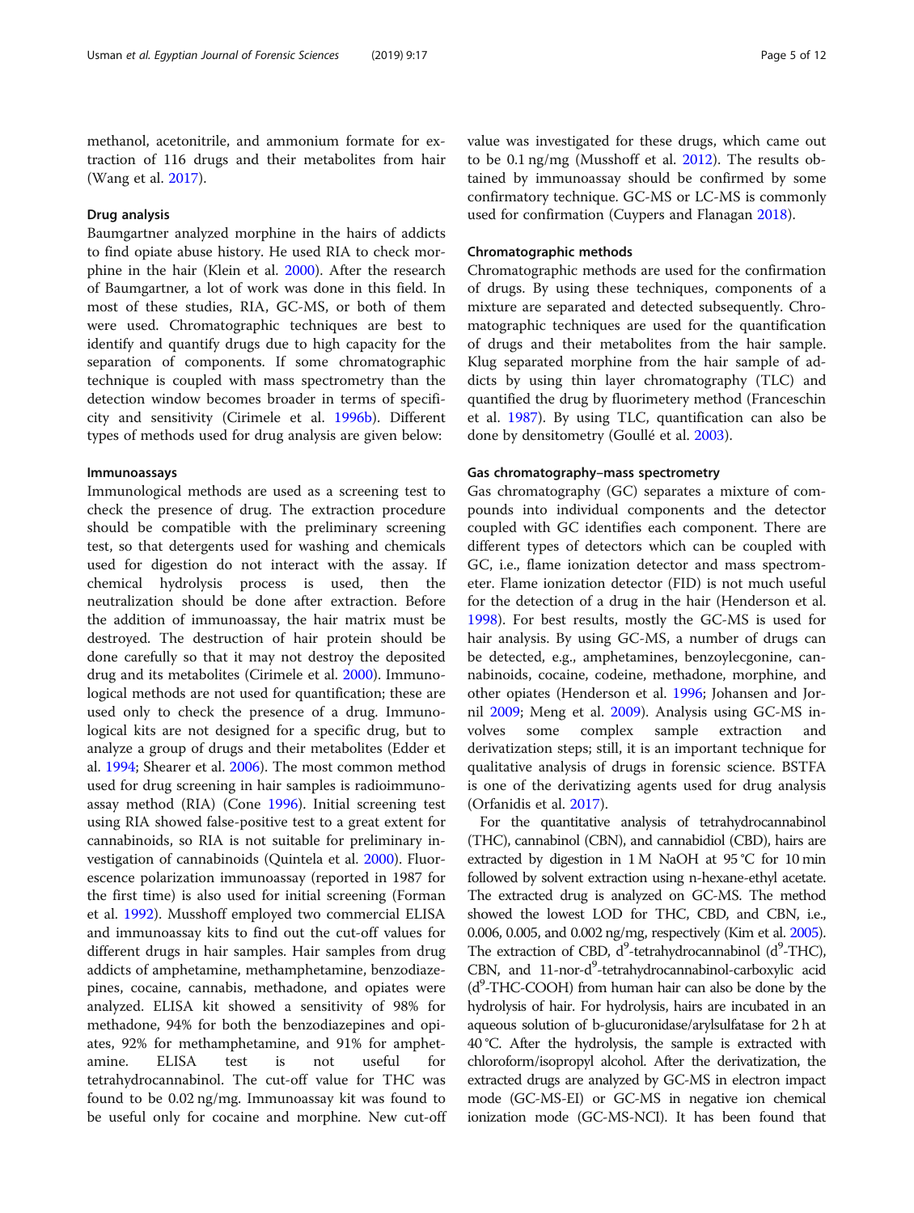methanol, acetonitrile, and ammonium formate for extraction of 116 drugs and their metabolites from hair (Wang et al. 2017).

#### Drug analysis

Baumgartner analyzed morphine in the hairs of addicts to find opiate abuse history. He used RIA to check morphine in the hair (Klein et al. 2000). After the research of Baumgartner, a lot of work was done in this field. In most of these studies, RIA, GC-MS, or both of them were used. Chromatographic techniques are best to identify and quantify drugs due to high capacity for the separation of components. If some chromatographic technique is coupled with mass spectrometry than the detection window becomes broader in terms of specificity and sensitivity (Cirimele et al. 1996b). Different types of methods used for drug analysis are given below:

#### Immunoassays

Immunological methods are used as a screening test to check the presence of drug. The extraction procedure should be compatible with the preliminary screening test, so that detergents used for washing and chemicals used for digestion do not interact with the assay. If chemical hydrolysis process is used, then the neutralization should be done after extraction. Before the addition of immunoassay, the hair matrix must be destroyed. The destruction of hair protein should be done carefully so that it may not destroy the deposited drug and its metabolites (Cirimele et al. 2000). Immunological methods are not used for quantification; these are used only to check the presence of a drug. Immunological kits are not designed for a specific drug, but to analyze a group of drugs and their metabolites (Edder et al. 1994; Shearer et al. 2006). The most common method used for drug screening in hair samples is radioimmunoassay method (RIA) (Cone 1996). Initial screening test using RIA showed false-positive test to a great extent for cannabinoids, so RIA is not suitable for preliminary investigation of cannabinoids (Quintela et al. 2000). Fluorescence polarization immunoassay (reported in 1987 for the first time) is also used for initial screening (Forman et al. 1992). Musshoff employed two commercial ELISA and immunoassay kits to find out the cut-off values for different drugs in hair samples. Hair samples from drug addicts of amphetamine, methamphetamine, benzodiazepines, cocaine, cannabis, methadone, and opiates were analyzed. ELISA kit showed a sensitivity of 98% for methadone, 94% for both the benzodiazepines and opiates, 92% for methamphetamine, and 91% for amphetamine. ELISA test is not useful for tetrahydrocannabinol. The cut-off value for THC was found to be 0.02 ng/mg. Immunoassay kit was found to be useful only for cocaine and morphine. New cut-off value was investigated for these drugs, which came out to be 0.1 ng/mg (Musshoff et al. 2012). The results obtained by immunoassay should be confirmed by some confirmatory technique. GC-MS or LC-MS is commonly used for confirmation (Cuypers and Flanagan 2018).

#### Chromatographic methods

Chromatographic methods are used for the confirmation of drugs. By using these techniques, components of a mixture are separated and detected subsequently. Chromatographic techniques are used for the quantification of drugs and their metabolites from the hair sample. Klug separated morphine from the hair sample of addicts by using thin layer chromatography (TLC) and quantified the drug by fluorimetery method (Franceschin et al. 1987). By using TLC, quantification can also be done by densitometry (Goullé et al. 2003).

#### Gas chromatography–mass spectrometry

Gas chromatography (GC) separates a mixture of compounds into individual components and the detector coupled with GC identifies each component. There are different types of detectors which can be coupled with GC, i.e., flame ionization detector and mass spectrometer. Flame ionization detector (FID) is not much useful for the detection of a drug in the hair (Henderson et al. 1998). For best results, mostly the GC-MS is used for hair analysis. By using GC-MS, a number of drugs can be detected, e.g., amphetamines, benzoylecgonine, cannabinoids, cocaine, codeine, methadone, morphine, and other opiates (Henderson et al. 1996; Johansen and Jornil 2009; Meng et al. 2009). Analysis using GC-MS involves some complex sample extraction and derivatization steps; still, it is an important technique for qualitative analysis of drugs in forensic science. BSTFA is one of the derivatizing agents used for drug analysis (Orfanidis et al. 2017).

For the quantitative analysis of tetrahydrocannabinol (THC), cannabinol (CBN), and cannabidiol (CBD), hairs are extracted by digestion in 1 M NaOH at 95 °C for 10 min followed by solvent extraction using n-hexane-ethyl acetate. The extracted drug is analyzed on GC-MS. The method showed the lowest LOD for THC, CBD, and CBN, i.e., 0.006, 0.005, and 0.002 ng/mg, respectively (Kim et al. 2005). The extraction of CBD, $d^9$-tetrahydrocannabinol ($d^9$-THC), CBN, and 11-nor-$d^9$-tetrahydrocannabinol-carboxylic acid ($d^9$-THC-COOH) from human hair can also be done by the hydrolysis of hair. For hydrolysis, hairs are incubated in an aqueous solution of b-glucuronidase/arylsulfatase for 2 h at 40 °C. After the hydrolysis, the sample is extracted with chloroform/isopropyl alcohol. After the derivatization, the extracted drugs are analyzed by GC-MS in electron impact mode (GC-MS-EI) or GC-MS in negative ion chemical ionization mode (GC-MS-NCI). It has been found that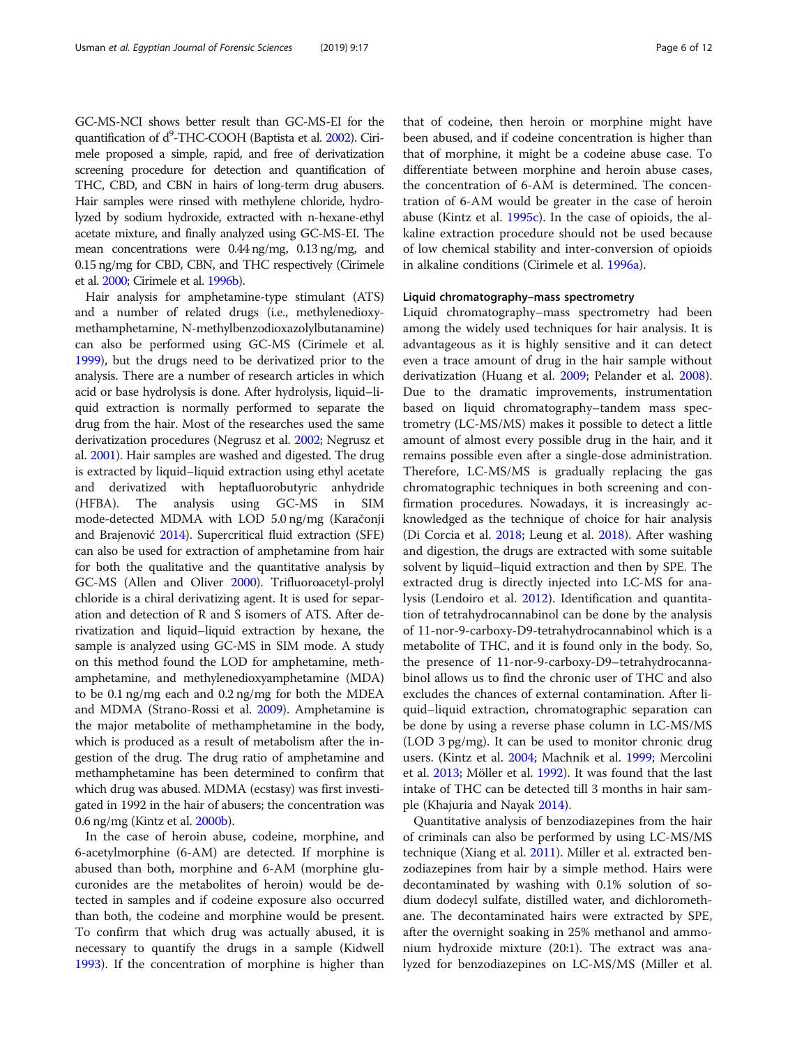GC-MS-NCI shows better result than GC-MS-EI for the quantification of d$^9$-THC-COOH (Baptista et al. 2002). Cirimele proposed a simple, rapid, and free of derivatization screening procedure for detection and quantification of THC, CBD, and CBN in hairs of long-term drug abusers. Hair samples were rinsed with methylene chloride, hydrolyzed by sodium hydroxide, extracted with n-hexane-ethyl acetate mixture, and finally analyzed using GC-MS-EI. The mean concentrations were 0.44 ng/mg, 0.13 ng/mg, and 0.15 ng/mg for CBD, CBN, and THC respectively (Cirimele et al. 2000; Cirimele et al. 1996b).

Hair analysis for amphetamine-type stimulant (ATS) and a number of related drugs (i.e., methylenedioxymethamphetamine, N-methylbenzodioxazolylbutanamine) can also be performed using GC-MS (Cirimele et al. 1999), but the drugs need to be derivatized prior to the analysis. There are a number of research articles in which acid or base hydrolysis is done. After hydrolysis, liquid–liquid extraction is normally performed to separate the drug from the hair. Most of the researches used the same derivatization procedures (Negrusz et al. 2002; Negrusz et al. 2001). Hair samples are washed and digested. The drug is extracted by liquid–liquid extraction using ethyl acetate and derivatized with heptafluorobutyric anhydride (HFBA). The analysis using GC-MS in SIM mode-detected MDMA with LOD 5.0 ng/mg (Karačonji and Brajenović 2014). Supercritical fluid extraction (SFE) can also be used for extraction of amphetamine from hair for both the qualitative and the quantitative analysis by GC-MS (Allen and Oliver 2000). Trifluoroacetyl-prolyl chloride is a chiral derivatizing agent. It is used for separation and detection of R and S isomers of ATS. After derivatization and liquid–liquid extraction by hexane, the sample is analyzed using GC-MS in SIM mode. A study on this method found the LOD for amphetamine, methamphetamine, and methylenedioxyamphetamine (MDA) to be 0.1 ng/mg each and 0.2 ng/mg for both the MDEA and MDMA (Strano-Rossi et al. 2009). Amphetamine is the major metabolite of methamphetamine in the body, which is produced as a result of metabolism after the ingestion of the drug. The drug ratio of amphetamine and methamphetamine has been determined to confirm that which drug was abused. MDMA (ecstasy) was first investigated in 1992 in the hair of abusers; the concentration was 0.6 ng/mg (Kintz et al. 2000b).

In the case of heroin abuse, codeine, morphine, and 6-acetylmorphine (6-AM) are detected. If morphine is abused than both, morphine and 6-AM (morphine glucuronides are the metabolites of heroin) would be detected in samples and if codeine exposure also occurred than both, the codeine and morphine would be present. To confirm that which drug was actually abused, it is necessary to quantify the drugs in a sample (Kidwell 1993). If the concentration of morphine is higher than that of codeine, then heroin or morphine might have been abused, and if codeine concentration is higher than that of morphine, it might be a codeine abuse case. To differentiate between morphine and heroin abuse cases, the concentration of 6-AM is determined. The concentration of 6-AM would be greater in the case of heroin abuse (Kintz et al. 1995c). In the case of opioids, the alkaline extraction procedure should not be used because of low chemical stability and inter-conversion of opioids in alkaline conditions (Cirimele et al. 1996a).

### Liquid chromatography–mass spectrometry

Liquid chromatography–mass spectrometry had been among the widely used techniques for hair analysis. It is advantageous as it is highly sensitive and it can detect even a trace amount of drug in the hair sample without derivatization (Huang et al. 2009; Pelander et al. 2008). Due to the dramatic improvements, instrumentation based on liquid chromatography–tandem mass spectrometry (LC-MS/MS) makes it possible to detect a little amount of almost every possible drug in the hair, and it remains possible even after a single-dose administration. Therefore, LC-MS/MS is gradually replacing the gas chromatographic techniques in both screening and confirmation procedures. Nowadays, it is increasingly acknowledged as the technique of choice for hair analysis (Di Corcia et al. 2018; Leung et al. 2018). After washing and digestion, the drugs are extracted with some suitable solvent by liquid–liquid extraction and then by SPE. The extracted drug is directly injected into LC-MS for analysis (Lendoiro et al. 2012). Identification and quantitation of tetrahydrocannabinol can be done by the analysis of 11-nor-9-carboxy-D9-tetrahydrocannabinol which is a metabolite of THC, and it is found only in the body. So, the presence of 11-nor-9-carboxy-D9–tetrahydrocannabinol allows us to find the chronic user of THC and also excludes the chances of external contamination. After liquid–liquid extraction, chromatographic separation can be done by using a reverse phase column in LC-MS/MS (LOD 3 pg/mg). It can be used to monitor chronic drug users. (Kintz et al. 2004; Machnik et al. 1999; Mercolini et al. 2013; Möller et al. 1992). It was found that the last intake of THC can be detected till 3 months in hair sample (Khajuria and Nayak 2014).

Quantitative analysis of benzodiazepines from the hair of criminals can also be performed by using LC-MS/MS technique (Xiang et al. 2011). Miller et al. extracted benzodiazepines from hair by a simple method. Hairs were decontaminated by washing with 0.1% solution of sodium dodecyl sulfate, distilled water, and dichloromethane. The decontaminated hairs were extracted by SPE, after the overnight soaking in 25% methanol and ammonium hydroxide mixture (20:1). The extract was analyzed for benzodiazepines on LC-MS/MS (Miller et al.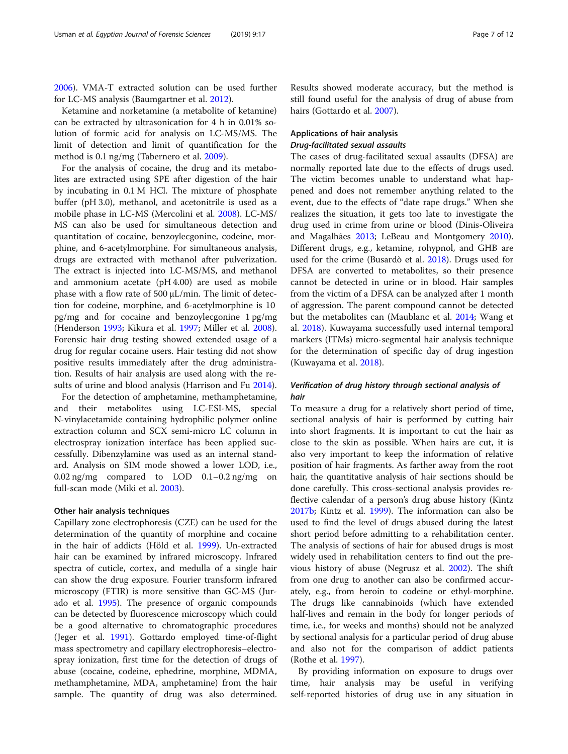2006). VMA-T extracted solution can be used further for LC-MS analysis (Baumgartner et al. 2012).

Ketamine and norketamine (a metabolite of ketamine) can be extracted by ultrasonication for 4 h in 0.01% solution of formic acid for analysis on LC-MS/MS. The limit of detection and limit of quantification for the method is 0.1 ng/mg (Tabernero et al. 2009).

For the analysis of cocaine, the drug and its metabolites are extracted using SPE after digestion of the hair by incubating in 0.1 M HCl. The mixture of phosphate buffer (pH 3.0), methanol, and acetonitrile is used as a mobile phase in LC-MS (Mercolini et al. 2008). LC-MS/MS can also be used for simultaneous detection and quantitation of cocaine, benzoylecgonine, codeine, morphine, and 6-acetylmorphine. For simultaneous analysis, drugs are extracted with methanol after pulverization. The extract is injected into LC-MS/MS, and methanol and ammonium acetate (pH 4.00) are used as mobile phase with a flow rate of 500 μL/min. The limit of detection for codeine, morphine, and 6-acetylmorphine is 10 pg/mg and for cocaine and benzoylecgonine 1 pg/mg (Henderson 1993; Kikura et al. 1997; Miller et al. 2008). Forensic hair drug testing showed extended usage of a drug for regular cocaine users. Hair testing did not show positive results immediately after the drug administration. Results of hair analysis are used along with the results of urine and blood analysis (Harrison and Fu 2014).

For the detection of amphetamine, methamphetamine, and their metabolites using LC-ESI-MS, special N-vinylacetamide containing hydrophilic polymer online extraction column and SCX semi-micro LC column in electrospray ionization interface has been applied successfully. Dibenzylamine was used as an internal standard. Analysis on SIM mode showed a lower LOD, i.e., 0.02 ng/mg compared to LOD 0.1–0.2 ng/mg on full-scan mode (Miki et al. 2003).

### Other hair analysis techniques

Capillary zone electrophoresis (CZE) can be used for the determination of the quantity of morphine and cocaine in the hair of addicts (Höld et al. 1999). Un-extracted hair can be examined by infrared microscopy. Infrared spectra of cuticle, cortex, and medulla of a single hair can show the drug exposure. Fourier transform infrared microscopy (FTIR) is more sensitive than GC-MS (Jurado et al. 1995). The presence of organic compounds can be detected by fluorescence microscopy which could be a good alternative to chromatographic procedures (Jeger et al. 1991). Gottardo employed time-of-flight mass spectrometry and capillary electrophoresis–electrospray ionization, first time for the detection of drugs of abuse (cocaine, codeine, ephedrine, morphine, MDMA, methamphetamine, MDA, amphetamine) from the hair sample. The quantity of drug was also determined. Results showed moderate accuracy, but the method is still found useful for the analysis of drug of abuse from hairs (Gottardo et al. 2007).

### Applications of hair analysis

#### *Drug-facilitated sexual assaults*

The cases of drug-facilitated sexual assaults (DFSA) are normally reported late due to the effects of drugs used. The victim becomes unable to understand what happened and does not remember anything related to the event, due to the effects of "date rape drugs." When she realizes the situation, it gets too late to investigate the drug used in crime from urine or blood (Dinis-Oliveira and Magalhães 2013; LeBeau and Montgomery 2010). Different drugs, e.g., ketamine, rohypnol, and GHB are used for the crime (Busardò et al. 2018). Drugs used for DFSA are converted to metabolites, so their presence cannot be detected in urine or in blood. Hair samples from the victim of a DFSA can be analyzed after 1 month of aggression. The parent compound cannot be detected but the metabolites can (Maublanc et al. 2014; Wang et al. 2018). Kuwayama successfully used internal temporal markers (ITMs) micro-segmental hair analysis technique for the determination of specific day of drug ingestion (Kuwayama et al. 2018).

#### *Verification of drug history through sectional analysis of hair*

To measure a drug for a relatively short period of time, sectional analysis of hair is performed by cutting hair into short fragments. It is important to cut the hair as close to the skin as possible. When hairs are cut, it is also very important to keep the information of relative position of hair fragments. As farther away from the root hair, the quantitative analysis of hair sections should be done carefully. This cross-sectional analysis provides reflective calendar of a person's drug abuse history (Kintz 2017b; Kintz et al. 1999). The information can also be used to find the level of drugs abused during the latest short period before admitting to a rehabilitation center. The analysis of sections of hair for abused drugs is most widely used in rehabilitation centers to find out the previous history of abuse (Negrusz et al. 2002). The shift from one drug to another can also be confirmed accurately, e.g., from heroin to codeine or ethyl-morphine. The drugs like cannabinoids (which have extended half-lives and remain in the body for longer periods of time, i.e., for weeks and months) should not be analyzed by sectional analysis for a particular period of drug abuse and also not for the comparison of addict patients (Rothe et al. 1997).

By providing information on exposure to drugs over time, hair analysis may be useful in verifying self-reported histories of drug use in any situation in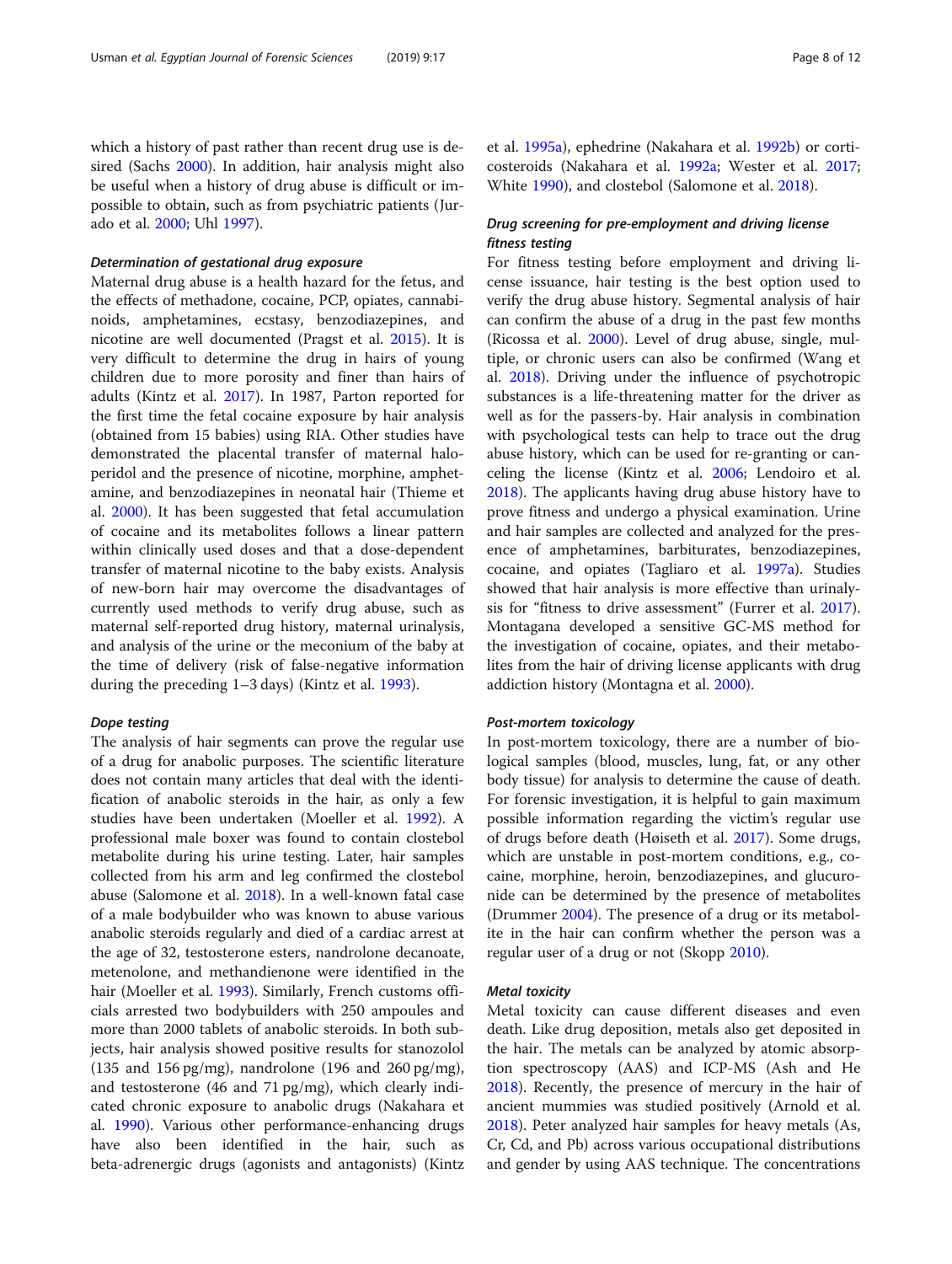which a history of past rather than recent drug use is desired (Sachs 2000). In addition, hair analysis might also be useful when a history of drug abuse is difficult or impossible to obtain, such as from psychiatric patients (Jurado et al. 2000; Uhl 1997).

#### *Determination of gestational drug exposure*

Maternal drug abuse is a health hazard for the fetus, and the effects of methadone, cocaine, PCP, opiates, cannabinoids, amphetamines, ecstasy, benzodiazepines, and nicotine are well documented (Pragst et al. 2015). It is very difficult to determine the drug in hairs of young children due to more porosity and finer than hairs of adults (Kintz et al. 2017). In 1987, Parton reported for the first time the fetal cocaine exposure by hair analysis (obtained from 15 babies) using RIA. Other studies have demonstrated the placental transfer of maternal haloperidol and the presence of nicotine, morphine, amphetamine, and benzodiazepines in neonatal hair (Thieme et al. 2000). It has been suggested that fetal accumulation of cocaine and its metabolites follows a linear pattern within clinically used doses and that a dose-dependent transfer of maternal nicotine to the baby exists. Analysis of new-born hair may overcome the disadvantages of currently used methods to verify drug abuse, such as maternal self-reported drug history, maternal urinalysis, and analysis of the urine or the meconium of the baby at the time of delivery (risk of false-negative information during the preceding 1–3 days) (Kintz et al. 1993).

#### *Dope testing*

The analysis of hair segments can prove the regular use of a drug for anabolic purposes. The scientific literature does not contain many articles that deal with the identification of anabolic steroids in the hair, as only a few studies have been undertaken (Moeller et al. 1992). A professional male boxer was found to contain clostebol metabolite during his urine testing. Later, hair samples collected from his arm and leg confirmed the clostebol abuse (Salomone et al. 2018). In a well-known fatal case of a male bodybuilder who was known to abuse various anabolic steroids regularly and died of a cardiac arrest at the age of 32, testosterone esters, nandrolone decanoate, metenolone, and methandienone were identified in the hair (Moeller et al. 1993). Similarly, French customs officials arrested two bodybuilders with 250 ampoules and more than 2000 tablets of anabolic steroids. In both subjects, hair analysis showed positive results for stanozolol (135 and 156 pg/mg), nandrolone (196 and 260 pg/mg), and testosterone (46 and 71 pg/mg), which clearly indicated chronic exposure to anabolic drugs (Nakahara et al. 1990). Various other performance-enhancing drugs have also been identified in the hair, such as beta-adrenergic drugs (agonists and antagonists) (Kintz et al. 1995a), ephedrine (Nakahara et al. 1992b) or corticosteroids (Nakahara et al. 1992a; Wester et al. 2017; White 1990), and clostebol (Salomone et al. 2018).

#### *Drug screening for pre-employment and driving license fitness testing*

For fitness testing before employment and driving license issuance, hair testing is the best option used to verify the drug abuse history. Segmental analysis of hair can confirm the abuse of a drug in the past few months (Ricossa et al. 2000). Level of drug abuse, single, multiple, or chronic users can also be confirmed (Wang et al. 2018). Driving under the influence of psychotropic substances is a life-threatening matter for the driver as well as for the passers-by. Hair analysis in combination with psychological tests can help to trace out the drug abuse history, which can be used for re-granting or canceling the license (Kintz et al. 2006; Lendoiro et al. 2018). The applicants having drug abuse history have to prove fitness and undergo a physical examination. Urine and hair samples are collected and analyzed for the presence of amphetamines, barbiturates, benzodiazepines, cocaine, and opiates (Tagliaro et al. 1997a). Studies showed that hair analysis is more effective than urinalysis for "fitness to drive assessment" (Furrer et al. 2017). Montagana developed a sensitive GC-MS method for the investigation of cocaine, opiates, and their metabolites from the hair of driving license applicants with drug addiction history (Montagna et al. 2000).

#### *Post-mortem toxicology*

In post-mortem toxicology, there are a number of biological samples (blood, muscles, lung, fat, or any other body tissue) for analysis to determine the cause of death. For forensic investigation, it is helpful to gain maximum possible information regarding the victim's regular use of drugs before death (Høiseth et al. 2017). Some drugs, which are unstable in post-mortem conditions, e.g., cocaine, morphine, heroin, benzodiazepines, and glucuronide can be determined by the presence of metabolites (Drummer 2004). The presence of a drug or its metabolite in the hair can confirm whether the person was a regular user of a drug or not (Skopp 2010).

#### *Metal toxicity*

Metal toxicity can cause different diseases and even death. Like drug deposition, metals also get deposited in the hair. The metals can be analyzed by atomic absorption spectroscopy (AAS) and ICP-MS (Ash and He 2018). Recently, the presence of mercury in the hair of ancient mummies was studied positively (Arnold et al. 2018). Peter analyzed hair samples for heavy metals (As, Cr, Cd, and Pb) across various occupational distributions and gender by using AAS technique. The concentrations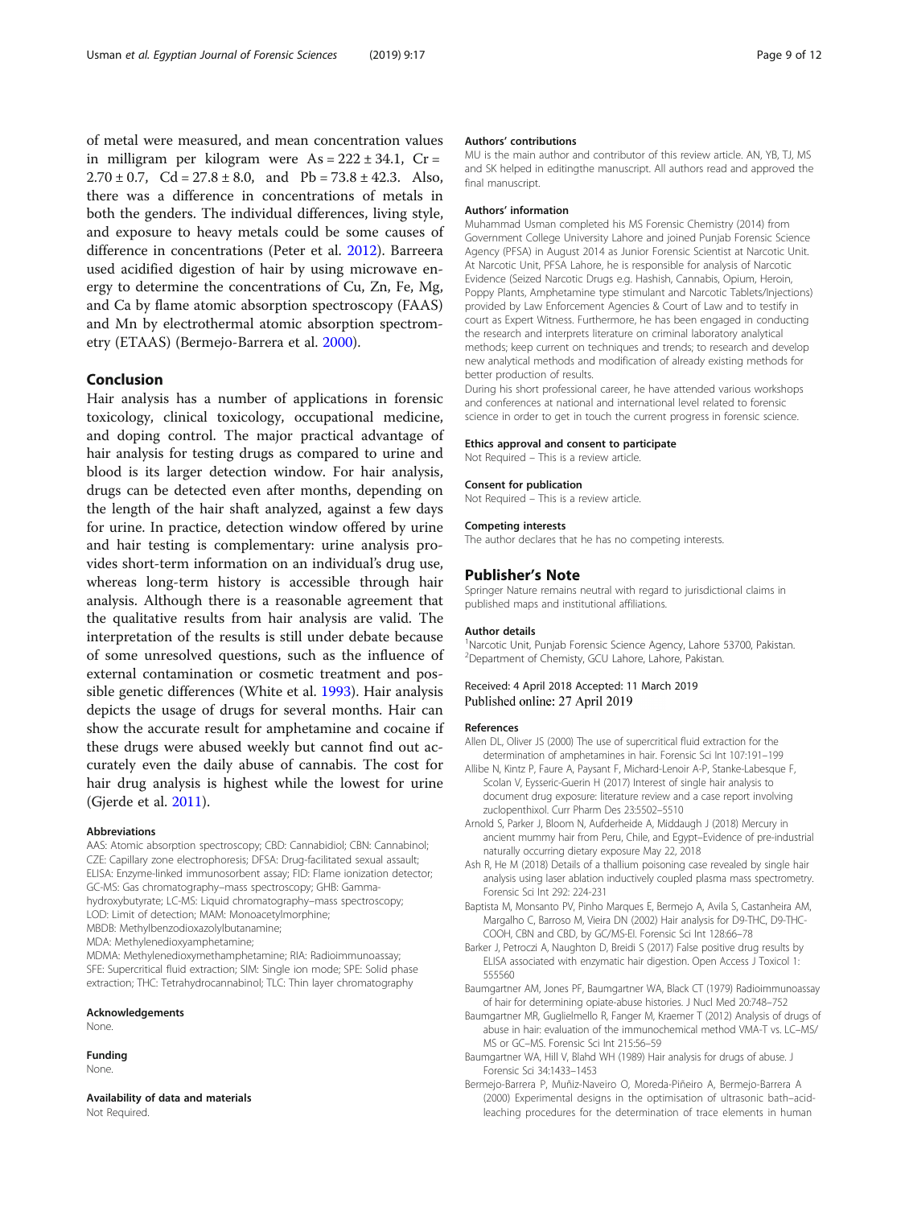of metal were measured, and mean concentration values in milligram per kilogram were As = 222 ± 34.1, Cr = 2.70 ± 0.7, Cd = 27.8 ± 8.0, and Pb = 73.8 ± 42.3. Also, there was a difference in concentrations of metals in both the genders. The individual differences, living style, and exposure to heavy metals could be some causes of difference in concentrations (Peter et al. 2012). Barreera used acidified digestion of hair by using microwave energy to determine the concentrations of Cu, Zn, Fe, Mg, and Ca by flame atomic absorption spectroscopy (FAAS) and Mn by electrothermal atomic absorption spectrometry (ETAAS) (Bermejo-Barrera et al. 2000).

## Conclusion

Hair analysis has a number of applications in forensic toxicology, clinical toxicology, occupational medicine, and doping control. The major practical advantage of hair analysis for testing drugs as compared to urine and blood is its larger detection window. For hair analysis, drugs can be detected even after months, depending on the length of the hair shaft analyzed, against a few days for urine. In practice, detection window offered by urine and hair testing is complementary: urine analysis provides short-term information on an individual's drug use, whereas long-term history is accessible through hair analysis. Although there is a reasonable agreement that the qualitative results from hair analysis are valid. The interpretation of the results is still under debate because of some unresolved questions, such as the influence of external contamination or cosmetic treatment and possible genetic differences (White et al. 1993). Hair analysis depicts the usage of drugs for several months. Hair can show the accurate result for amphetamine and cocaine if these drugs were abused weekly but cannot find out accurately even the daily abuse of cannabis. The cost for hair drug analysis is highest while the lowest for urine (Gjerde et al. 2011).

#### Abbreviations

AAS: Atomic absorption spectroscopy; CBD: Cannabidiol; CBN: Cannabinol; CZE: Capillary zone electrophoresis; DFSA: Drug-facilitated sexual assault; ELISA: Enzyme-linked immunosorbent assay; FID: Flame ionization detector; GC-MS: Gas chromatography–mass spectroscopy; GHB: Gamma-hydroxybutyrate; LC-MS: Liquid chromatography–mass spectroscopy; LOD: Limit of detection; MAM: Monoacetylmorphine; MBDB: Methylbenzodioxazolylbutanamine; MDA: Methylenedioxyamphetamine; MDMA: Methylenedioxymethamphetamine; RIA: Radioimmunoassay; SFE: Supercritical fluid extraction; SIM: Single ion mode; SPE: Solid phase extraction; THC: Tetrahydrocannabinol; TLC: Thin layer chromatography

#### Acknowledgements

None.

#### Funding

None.

#### Availability of data and materials

Not Required.

#### Authors' contributions

MU is the main author and contributor of this review article. AN, YB, TJ, MS and SK helped in editingthe manuscript. All authors read and approved the final manuscript.

#### Authors' information

Muhammad Usman completed his MS Forensic Chemistry (2014) from Government College University Lahore and joined Punjab Forensic Science Agency (PFSA) in August 2014 as Junior Forensic Scientist at Narcotic Unit. At Narcotic Unit, PFSA Lahore, he is responsible for analysis of Narcotic Evidence (Seized Narcotic Drugs e.g. Hashish, Cannabis, Opium, Heroin, Poppy Plants, Amphetamine type stimulant and Narcotic Tablets/Injections) provided by Law Enforcement Agencies & Court of Law and to testify in court as Expert Witness. Furthermore, he has been engaged in conducting the research and interprets literature on criminal laboratory analytical methods; keep current on techniques and trends; to research and develop new analytical methods and modification of already existing methods for better production of results.

During his short professional career, he have attended various workshops and conferences at national and international level related to forensic science in order to get in touch the current progress in forensic science.

#### Ethics approval and consent to participate

Not Required – This is a review article.

#### Consent for publication

Not Required – This is a review article.

#### Competing interests

The author declares that he has no competing interests.

### Publisher's Note

Springer Nature remains neutral with regard to jurisdictional claims in published maps and institutional affiliations.

#### Author details

[1]Narcotic Unit, Punjab Forensic Science Agency, Lahore 53700, Pakistan. [2]Department of Chemisty, GCU Lahore, Lahore, Pakistan.

Received: 4 April 2018 Accepted: 11 March 2019
Published online: 27 April 2019

#### References

- Allen DL, Oliver JS (2000) The use of supercritical fluid extraction for the determination of amphetamines in hair. Forensic Sci Int 107:191–199
- Allibe N, Kintz P, Faure A, Paysant F, Michard-Lenoir A-P, Stanke-Labesque F, Scolan V, Eysseric-Guerin H (2017) Interest of single hair analysis to document drug exposure: literature review and a case report involving zuclopenthixol. Curr Pharm Des 23:5502–5510
- Arnold S, Parker J, Bloom N, Aufderheide A, Middaugh J (2018) Mercury in ancient mummy hair from Peru, Chile, and Egypt–Evidence of pre-industrial naturally occurring dietary exposure May 22, 2018
- Ash R, He M (2018) Details of a thallium poisoning case revealed by single hair analysis using laser ablation inductively coupled plasma mass spectrometry. Forensic Sci Int 292: 224-231
- Baptista M, Monsanto PV, Pinho Marques E, Bermejo A, Avila S, Castanheira AM, Margalho C, Barroso M, Vieira DN (2002) Hair analysis for D9-THC, D9-THC-COOH, CBN and CBD, by GC/MS-EI. Forensic Sci Int 128:66–78
- Barker J, Petroczi A, Naughton D, Breidi S (2017) False positive drug results by ELISA associated with enzymatic hair digestion. Open Access J Toxicol 1: 555560
- Baumgartner AM, Jones PF, Baumgartner WA, Black CT (1979) Radioimmunoassay of hair for determining opiate-abuse histories. J Nucl Med 20:748–752
- Baumgartner MR, Guglielmello R, Fanger M, Kraemer T (2012) Analysis of drugs of abuse in hair: evaluation of the immunochemical method VMA-T vs. LC–MS/MS or GC–MS. Forensic Sci Int 215:56–59
- Baumgartner WA, Hill V, Blahd WH (1989) Hair analysis for drugs of abuse. J Forensic Sci 34:1433–1453
- Bermejo-Barrera P, Muñiz-Naveiro O, Moreda-Piñeiro A, Bermejo-Barrera A (2000) Experimental designs in the optimisation of ultrasonic bath–acid-leaching procedures for the determination of trace elements in human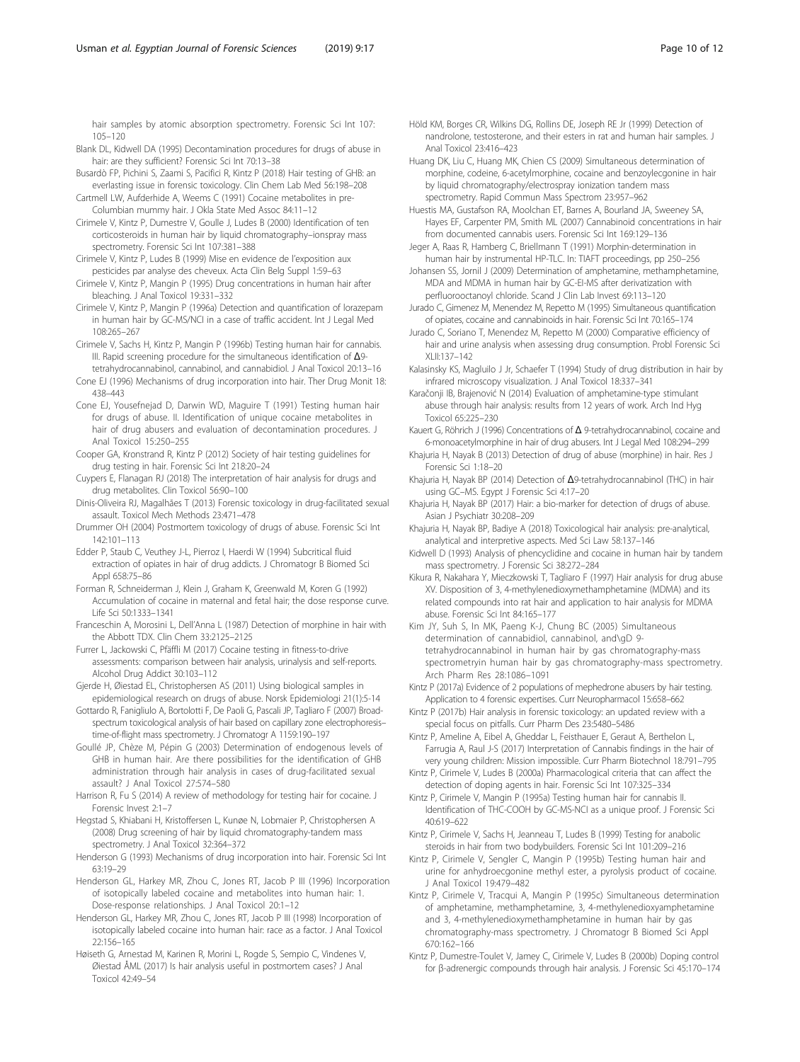hair samples by atomic absorption spectrometry. Forensic Sci Int 107: 105–120

Blank DL, Kidwell DA (1995) Decontamination procedures for drugs of abuse in hair: are they sufficient? Forensic Sci Int 70:13–38

Busardò FP, Pichini S, Zaami S, Pacifici R, Kintz P (2018) Hair testing of GHB: an everlasting issue in forensic toxicology. Clin Chem Lab Med 56:198–208

Cartmell LW, Aufderhide A, Weems C (1991) Cocaine metabolites in pre-Columbian mummy hair. J Okla State Med Assoc 84:11–12

Cirimele V, Kintz P, Dumestre V, Goulle J, Ludes B (2000) Identification of ten corticosteroids in human hair by liquid chromatography–ionspray mass spectrometry. Forensic Sci Int 107:381–388

Cirimele V, Kintz P, Ludes B (1999) Mise en evidence de l'exposition aux pesticides par analyse des cheveux. Acta Clin Belg Suppl 1:59–63

Cirimele V, Kintz P, Mangin P (1995) Drug concentrations in human hair after bleaching. J Anal Toxicol 19:331–332

Cirimele V, Kintz P, Mangin P (1996a) Detection and quantification of lorazepam in human hair by GC-MS/NCI in a case of traffic accident. Int J Legal Med 108:265–267

Cirimele V, Sachs H, Kintz P, Mangin P (1996b) Testing human hair for cannabis. III. Rapid screening procedure for the simultaneous identification of Δ9-tetrahydrocannabinol, cannabinol, and cannabidiol. J Anal Toxicol 20:13–16

Cone EJ (1996) Mechanisms of drug incorporation into hair. Ther Drug Monit 18: 438–443

Cone EJ, Yousefnejad D, Darwin WD, Maguire T (1991) Testing human hair for drugs of abuse. II. Identification of unique cocaine metabolites in hair of drug abusers and evaluation of decontamination procedures. J Anal Toxicol 15:250–255

Cooper GA, Kronstrand R, Kintz P (2012) Society of hair testing guidelines for drug testing in hair. Forensic Sci Int 218:20–24

Cuypers E, Flanagan RJ (2018) The interpretation of hair analysis for drugs and drug metabolites. Clin Toxicol 56:90–100

Dinis-Oliveira RJ, Magalhães T (2013) Forensic toxicology in drug-facilitated sexual assault. Toxicol Mech Methods 23:471–478

Drummer OH (2004) Postmortem toxicology of drugs of abuse. Forensic Sci Int 142:101–113

Edder P, Staub C, Veuthey J-L, Pierroz I, Haerdi W (1994) Subcritical fluid extraction of opiates in hair of drug addicts. J Chromatogr B Biomed Sci Appl 658:75–86

Forman R, Schneiderman J, Klein J, Graham K, Greenwald M, Koren G (1992) Accumulation of cocaine in maternal and fetal hair; the dose response curve. Life Sci 50:1333–1341

Franceschin A, Morosini L, Dell'Anna L (1987) Detection of morphine in hair with the Abbott TDX. Clin Chem 33:2125–2125

Furrer L, Jackowski C, Pfäffli M (2017) Cocaine testing in fitness-to-drive assessments: comparison between hair analysis, urinalysis and self-reports. Alcohol Drug Addict 30:103–112

Gjerde H, Øiestad EL, Christophersen AS (2011) Using biological samples in epidemiological research on drugs of abuse. Norsk Epidemiologi 21(1):5-14

Gottardo R, Fanigliulo A, Bortolotti F, De Paoli G, Pascali JP, Tagliaro F (2007) Broad-spectrum toxicological analysis of hair based on capillary zone electrophoresis–time-of-flight mass spectrometry. J Chromatogr A 1159:190–197

Goullé JP, Chèze M, Pépin G (2003) Determination of endogenous levels of GHB in human hair. Are there possibilities for the identification of GHB administration through hair analysis in cases of drug-facilitated sexual assault? J Anal Toxicol 27:574–580

Harrison R, Fu S (2014) A review of methodology for testing hair for cocaine. J Forensic Invest 2:1–7

Hegstad S, Khiabani H, Kristoffersen L, Kunøe N, Lobmaier P, Christophersen A (2008) Drug screening of hair by liquid chromatography-tandem mass spectrometry. J Anal Toxicol 32:364–372

Henderson G (1993) Mechanisms of drug incorporation into hair. Forensic Sci Int 63:19–29

Henderson GL, Harkey MR, Zhou C, Jones RT, Jacob P III (1996) Incorporation of isotopically labeled cocaine and metabolites into human hair: 1. Dose-response relationships. J Anal Toxicol 20:1–12

Henderson GL, Harkey MR, Zhou C, Jones RT, Jacob P III (1998) Incorporation of isotopically labeled cocaine into human hair: race as a factor. J Anal Toxicol 22:156–165

Høiseth G, Arnestad M, Karinen R, Morini L, Rogde S, Sempio C, Vindenes V, Øiestad ÅML (2017) Is hair analysis useful in postmortem cases? J Anal Toxicol 42:49–54

Höld KM, Borges CR, Wilkins DG, Rollins DE, Joseph RE Jr (1999) Detection of nandrolone, testosterone, and their esters in rat and human hair samples. J Anal Toxicol 23:416–423

Huang DK, Liu C, Huang MK, Chien CS (2009) Simultaneous determination of morphine, codeine, 6-acetylmorphine, cocaine and benzoylecgonine in hair by liquid chromatography/electrospray ionization tandem mass spectrometry. Rapid Commun Mass Spectrom 23:957–962

Huestis MA, Gustafson RA, Moolchan ET, Barnes A, Bourland JA, Sweeney SA, Hayes EF, Carpenter PM, Smith ML (2007) Cannabinoid concentrations in hair from documented cannabis users. Forensic Sci Int 169:129–136

Jeger A, Raas R, Hamberg C, Briellmann T (1991) Morphin-determination in human hair by instrumental HP-TLC. In: TIAFT proceedings, pp 250–256

Johansen SS, Jornil J (2009) Determination of amphetamine, methamphetamine, MDA and MDMA in human hair by GC-EI-MS after derivatization with perfluorooctanoyl chloride. Scand J Clin Lab Invest 69:113–120

Jurado C, Gimenez M, Menendez M, Repetto M (1995) Simultaneous quantification of opiates, cocaine and cannabinoids in hair. Forensic Sci Int 70:165–174

Jurado C, Soriano T, Menendez M, Repetto M (2000) Comparative efficiency of hair and urine analysis when assessing drug consumption. Probl Forensic Sci XLIII:137–142

Kalasinsky KS, Magluilo J Jr, Schaefer T (1994) Study of drug distribution in hair by infrared microscopy visualization. J Anal Toxicol 18:337–341

Karačonji IB, Brajenović N (2014) Evaluation of amphetamine-type stimulant abuse through hair analysis: results from 12 years of work. Arch Ind Hyg Toxicol 65:225–230

Kauert G, Röhrich J (1996) Concentrations of Δ 9-tetrahydrocannabinol, cocaine and 6-monoacetylmorphine in hair of drug abusers. Int J Legal Med 108:294–299

Khajuria H, Nayak B (2013) Detection of drug of abuse (morphine) in hair. Res J Forensic Sci 1:18–20

Khajuria H, Nayak BP (2014) Detection of Δ9-tetrahydrocannabinol (THC) in hair using GC–MS. Egypt J Forensic Sci 4:17–20

Khajuria H, Nayak BP (2017) Hair: a bio-marker for detection of drugs of abuse. Asian J Psychiatr 30:208–209

Khajuria H, Nayak BP, Badiye A (2018) Toxicological hair analysis: pre-analytical, analytical and interpretive aspects. Med Sci Law 58:137–146

Kidwell D (1993) Analysis of phencyclidine and cocaine in human hair by tandem mass spectrometry. J Forensic Sci 38:272–284

Kikura R, Nakahara Y, Mieczkowski T, Tagliaro F (1997) Hair analysis for drug abuse XV. Disposition of 3, 4-methylenedioxymethamphetamine (MDMA) and its related compounds into rat hair and application to hair analysis for MDMA abuse. Forensic Sci Int 84:165–177

Kim JY, Suh S, In MK, Paeng K-J, Chung BC (2005) Simultaneous determination of cannabidiol, cannabinol, and\gD 9-tetrahydrocannabinol in human hair by gas chromatography-mass spectrometryin human hair by gas chromatography-mass spectrometry. Arch Pharm Res 28:1086–1091

Kintz P (2017a) Evidence of 2 populations of mephedrone abusers by hair testing. Application to 4 forensic expertises. Curr Neuropharmacol 15:658–662

Kintz P (2017b) Hair analysis in forensic toxicology: an updated review with a special focus on pitfalls. Curr Pharm Des 23:5480–5486

Kintz P, Ameline A, Eibel A, Gheddar L, Feisthauer E, Geraut A, Berthelon L, Farrugia A, Raul J-S (2017) Interpretation of Cannabis findings in the hair of very young children: Mission impossible. Curr Pharm Biotechnol 18:791–795

Kintz P, Cirimele V, Ludes B (2000a) Pharmacological criteria that can affect the detection of doping agents in hair. Forensic Sci Int 107:325–334

Kintz P, Cirimele V, Mangin P (1995a) Testing human hair for cannabis II. Identification of THC-COOH by GC-MS-NCI as a unique proof. J Forensic Sci 40:619–622

Kintz P, Cirimele V, Sachs H, Jeanneau T, Ludes B (1999) Testing for anabolic steroids in hair from two bodybuilders. Forensic Sci Int 101:209–216

Kintz P, Cirimele V, Sengler C, Mangin P (1995b) Testing human hair and urine for anhydroecgonine methyl ester, a pyrolysis product of cocaine. J Anal Toxicol 19:479–482

Kintz P, Cirimele V, Tracqui A, Mangin P (1995c) Simultaneous determination of amphetamine, methamphetamine, 3, 4-methylenedioxyamphetamine and 3, 4-methylenedioxymethamphetamine in human hair by gas chromatography-mass spectrometry. J Chromatogr B Biomed Sci Appl 670:162–166

Kintz P, Dumestre-Toulet V, Jamey C, Cirimele V, Ludes B (2000b) Doping control for β-adrenergic compounds through hair analysis. J Forensic Sci 45:170–174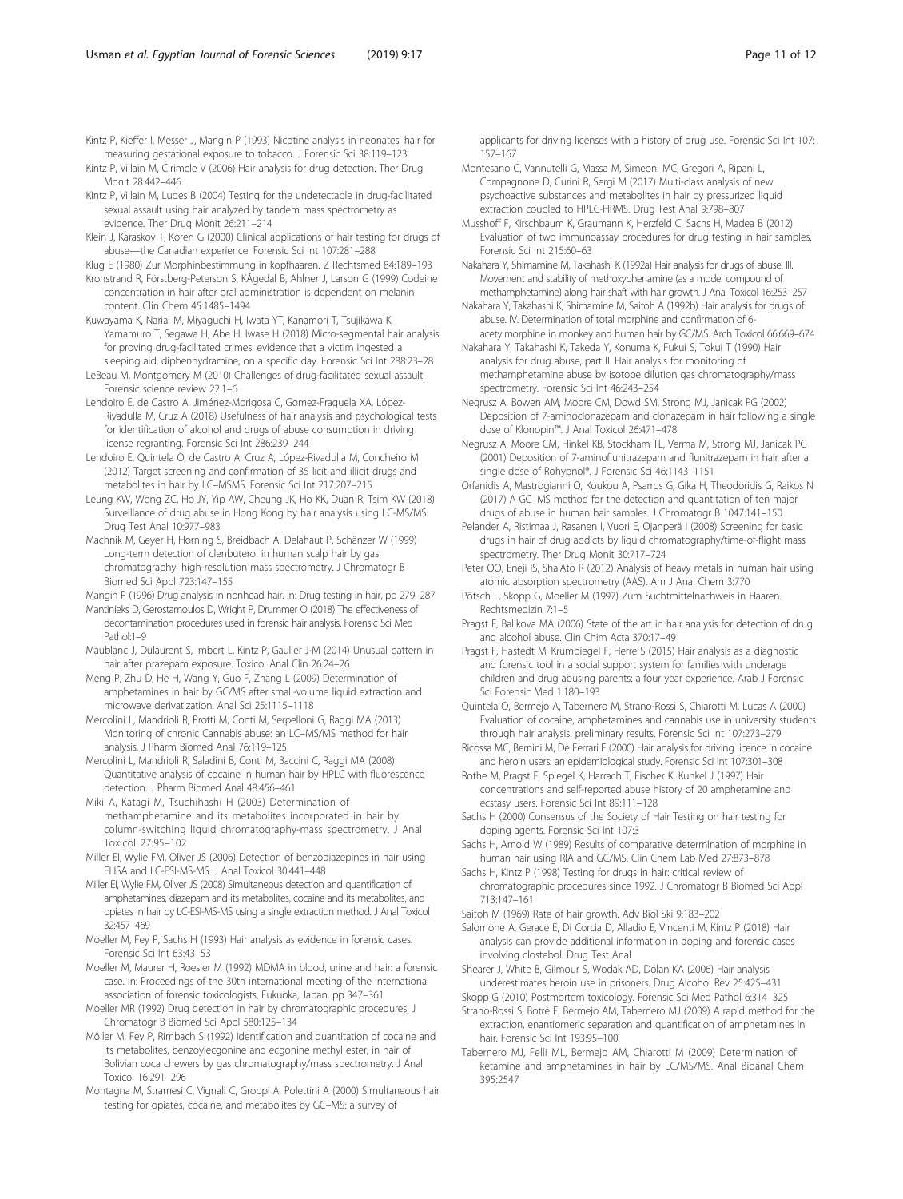Kintz P, Kieffer I, Messer J, Mangin P (1993) Nicotine analysis in neonates' hair for measuring gestational exposure to tobacco. J Forensic Sci 38:119–123

Kintz P, Villain M, Cirimele V (2006) Hair analysis for drug detection. Ther Drug Monit 28:442–446

Kintz P, Villain M, Ludes B (2004) Testing for the undetectable in drug-facilitated sexual assault using hair analyzed by tandem mass spectrometry as evidence. Ther Drug Monit 26:211–214

Klein J, Karaskov T, Koren G (2000) Clinical applications of hair testing for drugs of abuse—the Canadian experience. Forensic Sci Int 107:281–288

Klug E (1980) Zur Morphinbestimmung in kopfhaaren. Z Rechtsmed 84:189–193

Kronstrand R, Förstberg-Peterson S, KÅgedal B, Ahlner J, Larson G (1999) Codeine concentration in hair after oral administration is dependent on melanin content. Clin Chem 45:1485–1494

Kuwayama K, Nariai M, Miyaguchi H, Iwata YT, Kanamori T, Tsujikawa K, Yamamuro T, Segawa H, Abe H, Iwase H (2018) Micro-segmental hair analysis for proving drug-facilitated crimes: evidence that a victim ingested a sleeping aid, diphenhydramine, on a specific day. Forensic Sci Int 288:23–28

LeBeau M, Montgomery M (2010) Challenges of drug-facilitated sexual assault. Forensic science review 22:1–6

Lendoiro E, de Castro A, Jiménez-Morigosa C, Gomez-Fraguela XA, López-Rivadulla M, Cruz A (2018) Usefulness of hair analysis and psychological tests for identification of alcohol and drugs of abuse consumption in driving license regranting. Forensic Sci Int 286:239–244

Lendoiro E, Quintela Ó, de Castro A, Cruz A, López-Rivadulla M, Concheiro M (2012) Target screening and confirmation of 35 licit and illicit drugs and metabolites in hair by LC–MSMS. Forensic Sci Int 217:207–215

Leung KW, Wong ZC, Ho JY, Yip AW, Cheung JK, Ho KK, Duan R, Tsim KW (2018) Surveillance of drug abuse in Hong Kong by hair analysis using LC-MS/MS. Drug Test Anal 10:977–983

Machnik M, Geyer H, Horning S, Breidbach A, Delahaut P, Schänzer W (1999) Long-term detection of clenbuterol in human scalp hair by gas chromatography–high-resolution mass spectrometry. J Chromatogr B Biomed Sci Appl 723:147–155

Mangin P (1996) Drug analysis in nonhead hair. In: Drug testing in hair, pp 279–287

Mantinieks D, Gerostamoulos D, Wright P, Drummer O (2018) The effectiveness of decontamination procedures used in forensic hair analysis. Forensic Sci Med Pathol:1–9

Maublanc J, Dulaurent S, Imbert L, Kintz P, Gaulier J-M (2014) Unusual pattern in hair after prazepam exposure. Toxicol Anal Clin 26:24–26

Meng P, Zhu D, He H, Wang Y, Guo F, Zhang L (2009) Determination of amphetamines in hair by GC/MS after small-volume liquid extraction and microwave derivatization. Anal Sci 25:1115–1118

Mercolini L, Mandrioli R, Protti M, Conti M, Serpelloni G, Raggi MA (2013) Monitoring of chronic Cannabis abuse: an LC–MS/MS method for hair analysis. J Pharm Biomed Anal 76:119–125

Mercolini L, Mandrioli R, Saladini B, Conti M, Baccini C, Raggi MA (2008) Quantitative analysis of cocaine in human hair by HPLC with fluorescence detection. J Pharm Biomed Anal 48:456–461

Miki A, Katagi M, Tsuchihashi H (2003) Determination of methamphetamine and its metabolites incorporated in hair by column-switching liquid chromatography-mass spectrometry. J Anal Toxicol 27:95–102

Miller EI, Wylie FM, Oliver JS (2006) Detection of benzodiazepines in hair using ELISA and LC-ESI-MS-MS. J Anal Toxicol 30:441–448

Miller EI, Wylie FM, Oliver JS (2008) Simultaneous detection and quantification of amphetamines, diazepam and its metabolites, cocaine and its metabolites, and opiates in hair by LC-ESI-MS-MS using a single extraction method. J Anal Toxicol 32:457–469

Moeller M, Fey P, Sachs H (1993) Hair analysis as evidence in forensic cases. Forensic Sci Int 63:43–53

Moeller M, Maurer H, Roesler M (1992) MDMA in blood, urine and hair: a forensic case. In: Proceedings of the 30th international meeting of the international association of forensic toxicologists, Fukuoka, Japan, pp 347–361

Moeller MR (1992) Drug detection in hair by chromatographic procedures. J Chromatogr B Biomed Sci Appl 580:125–134

Möller M, Fey P, Rimbach S (1992) Identification and quantitation of cocaine and its metabolites, benzoylecgonine and ecgonine methyl ester, in hair of Bolivian coca chewers by gas chromatography/mass spectrometry. J Anal Toxicol 16:291–296

Montagna M, Stramesi C, Vignali C, Groppi A, Polettini A (2000) Simultaneous hair testing for opiates, cocaine, and metabolites by GC–MS: a survey of applicants for driving licenses with a history of drug use. Forensic Sci Int 107:157–167

Montesano C, Vannutelli G, Massa M, Simeoni MC, Gregori A, Ripani L, Compagnone D, Curini R, Sergi M (2017) Multi-class analysis of new psychoactive substances and metabolites in hair by pressurized liquid extraction coupled to HPLC-HRMS. Drug Test Anal 9:798–807

Musshoff F, Kirschbaum K, Graumann K, Herzfeld C, Sachs H, Madea B (2012) Evaluation of two immunoassay procedures for drug testing in hair samples. Forensic Sci Int 215:60–63

Nakahara Y, Shimamine M, Takahashi K (1992a) Hair analysis for drugs of abuse. III. Movement and stability of methoxyphenamine (as a model compound of methamphetamine) along hair shaft with hair growth. J Anal Toxicol 16:253–257

Nakahara Y, Takahashi K, Shimamine M, Saitoh A (1992b) Hair analysis for drugs of abuse. IV. Determination of total morphine and confirmation of 6-acetylmorphine in monkey and human hair by GC/MS. Arch Toxicol 66:669–674

Nakahara Y, Takahashi K, Takeda Y, Konuma K, Fukui S, Tokui T (1990) Hair analysis for drug abuse, part II. Hair analysis for monitoring of methamphetamine abuse by isotope dilution gas chromatography/mass spectrometry. Forensic Sci Int 46:243–254

Negrusz A, Bowen AM, Moore CM, Dowd SM, Strong MJ, Janicak PG (2002) Deposition of 7-aminoclonazepam and clonazepam in hair following a single dose of Klonopin™. J Anal Toxicol 26:471–478

Negrusz A, Moore CM, Hinkel KB, Stockham TL, Verma M, Strong MJ, Janicak PG (2001) Deposition of 7-aminoflunitrazepam and flunitrazepam in hair after a single dose of Rohypnol®. J Forensic Sci 46:1143–1151

Orfanidis A, Mastrogianni O, Koukou A, Psarros G, Gika H, Theodoridis G, Raikos N (2017) A GC–MS method for the detection and quantitation of ten major drugs of abuse in human hair samples. J Chromatogr B 1047:141–150

Pelander A, Ristimaa J, Rasanen I, Vuori E, Ojanperä I (2008) Screening for basic drugs in hair of drug addicts by liquid chromatography/time-of-flight mass spectrometry. Ther Drug Monit 30:717–724

Peter OO, Eneji IS, Sha'Ato R (2012) Analysis of heavy metals in human hair using atomic absorption spectrometry (AAS). Am J Anal Chem 3:770

Pötsch L, Skopp G, Moeller M (1997) Zum Suchtmittelnachweis in Haaren. Rechtsmedizin 7:1–5

Pragst F, Balikova MA (2006) State of the art in hair analysis for detection of drug and alcohol abuse. Clin Chim Acta 370:17–49

Pragst F, Hastedt M, Krumbiegel F, Herre S (2015) Hair analysis as a diagnostic and forensic tool in a social support system for families with underage children and drug abusing parents: a four year experience. Arab J Forensic Sci Forensic Med 1:180–193

Quintela O, Bermejo A, Tabernero M, Strano-Rossi S, Chiarotti M, Lucas A (2000) Evaluation of cocaine, amphetamines and cannabis use in university students through hair analysis: preliminary results. Forensic Sci Int 107:273–279

Ricossa MC, Bernini M, De Ferrari F (2000) Hair analysis for driving licence in cocaine and heroin users: an epidemiological study. Forensic Sci Int 107:301–308

Rothe M, Pragst F, Spiegel K, Harrach T, Fischer K, Kunkel J (1997) Hair concentrations and self-reported abuse history of 20 amphetamine and ecstasy users. Forensic Sci Int 89:111–128

Sachs H (2000) Consensus of the Society of Hair Testing on hair testing for doping agents. Forensic Sci Int 107:3

Sachs H, Arnold W (1989) Results of comparative determination of morphine in human hair using RIA and GC/MS. Clin Chem Lab Med 27:873–878

Sachs H, Kintz P (1998) Testing for drugs in hair: critical review of chromatographic procedures since 1992. J Chromatogr B Biomed Sci Appl 713:147–161

Saitoh M (1969) Rate of hair growth. Adv Biol Ski 9:183–202

Salomone A, Gerace E, Di Corcia D, Alladio E, Vincenti M, Kintz P (2018) Hair analysis can provide additional information in doping and forensic cases involving clostebol. Drug Test Anal

Shearer J, White B, Gilmour S, Wodak AD, Dolan KA (2006) Hair analysis underestimates heroin use in prisoners. Drug Alcohol Rev 25:425–431

Skopp G (2010) Postmortem toxicology. Forensic Sci Med Pathol 6:314–325

Strano-Rossi S, Botrè F, Bermejo AM, Tabernero MJ (2009) A rapid method for the extraction, enantiomeric separation and quantification of amphetamines in hair. Forensic Sci Int 193:95–100

Tabernero MJ, Felli ML, Bermejo AM, Chiarotti M (2009) Determination of ketamine and amphetamines in hair by LC/MS/MS. Anal Bioanal Chem 395:2547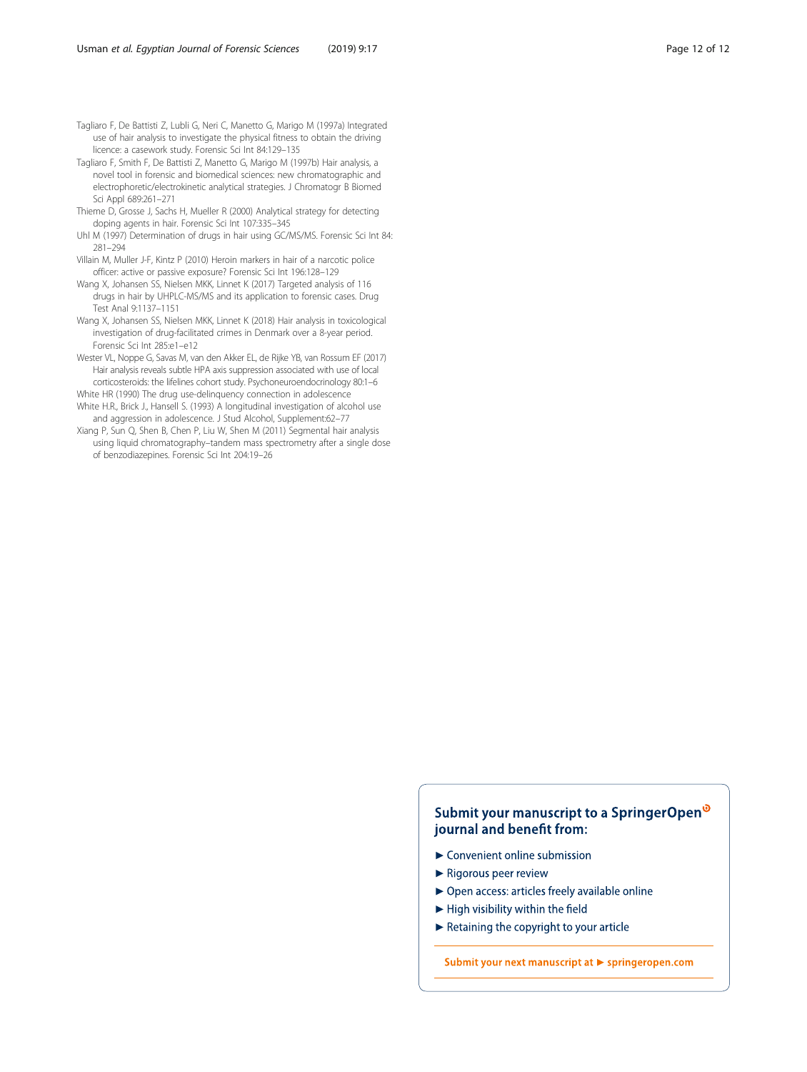Tagliaro F, De Battisti Z, Lubli G, Neri C, Manetto G, Marigo M (1997a) Integrated use of hair analysis to investigate the physical fitness to obtain the driving licence: a casework study. Forensic Sci Int 84:129–135

Tagliaro F, Smith F, De Battisti Z, Manetto G, Marigo M (1997b) Hair analysis, a novel tool in forensic and biomedical sciences: new chromatographic and electrophoretic/electrokinetic analytical strategies. J Chromatogr B Biomed Sci Appl 689:261–271

Thieme D, Grosse J, Sachs H, Mueller R (2000) Analytical strategy for detecting doping agents in hair. Forensic Sci Int 107:335–345

Uhl M (1997) Determination of drugs in hair using GC/MS/MS. Forensic Sci Int 84: 281–294

Villain M, Muller J-F, Kintz P (2010) Heroin markers in hair of a narcotic police officer: active or passive exposure? Forensic Sci Int 196:128–129

Wang X, Johansen SS, Nielsen MKK, Linnet K (2017) Targeted analysis of 116 drugs in hair by UHPLC-MS/MS and its application to forensic cases. Drug Test Anal 9:1137–1151

Wang X, Johansen SS, Nielsen MKK, Linnet K (2018) Hair analysis in toxicological investigation of drug-facilitated crimes in Denmark over a 8-year period. Forensic Sci Int 285:e1–e12

Wester VL, Noppe G, Savas M, van den Akker EL, de Rijke YB, van Rossum EF (2017) Hair analysis reveals subtle HPA axis suppression associated with use of local corticosteroids: the lifelines cohort study. Psychoneuroendocrinology 80:1–6

White HR (1990) The drug use-delinquency connection in adolescence

White H.R., Brick J., Hansell S. (1993) A longitudinal investigation of alcohol use and aggression in adolescence. J Stud Alcohol, Supplement:62–77

Xiang P, Sun Q, Shen B, Chen P, Liu W, Shen M (2011) Segmental hair analysis using liquid chromatography–tandem mass spectrometry after a single dose of benzodiazepines. Forensic Sci Int 204:19–26